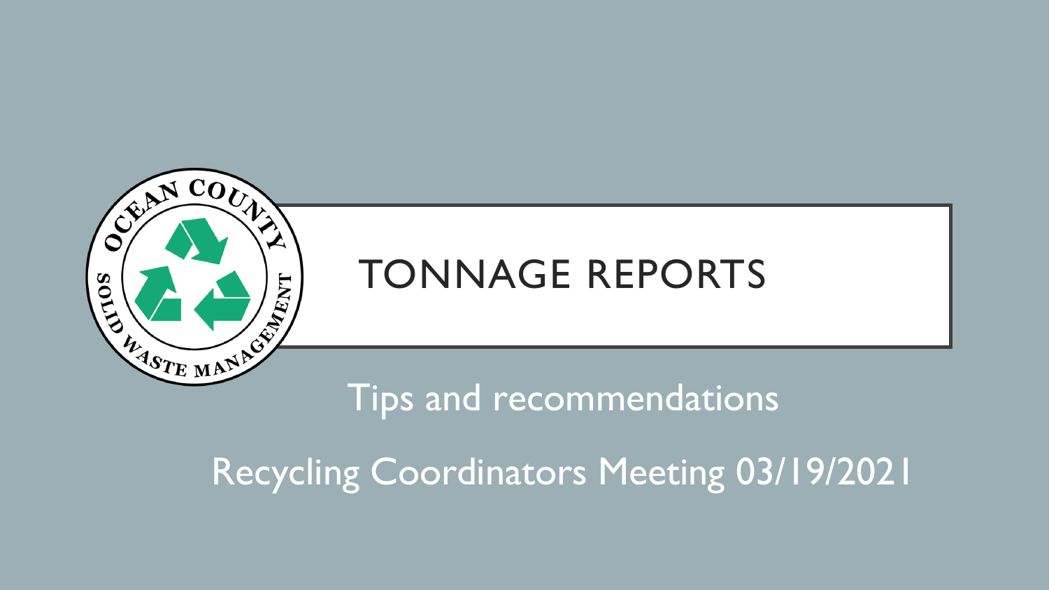# TONNAGE REPORTS

Tips and recommendations

Recycling Coordinators Meeting 03/19/2021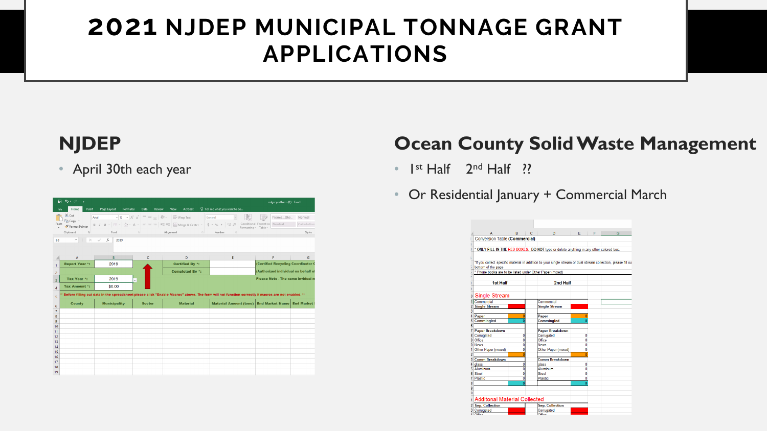# 2021 NJDEP MUNICIPAL TONNAGE GRANT APPLICATIONS

## NJDEP

- April 30th each year

## Ocean County Solid Waste Management

- 1st Half 2nd Half ??
- Or Residential January + Commercial March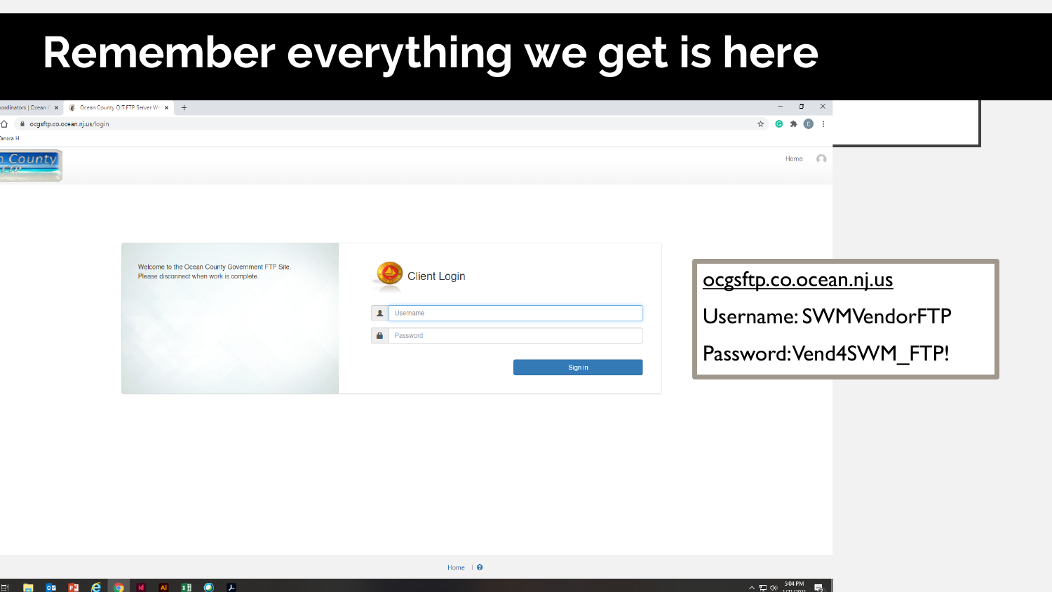# Remember everything we get is here

Welcome to the Ocean County Government FTP Site.
Please disconnect when work is complete.

Client Login

Username

Password

Sign in

ocgsftp.co.ocean.nj.us

Username: SWMVendorFTP

Password: Vend4SWM_FTP!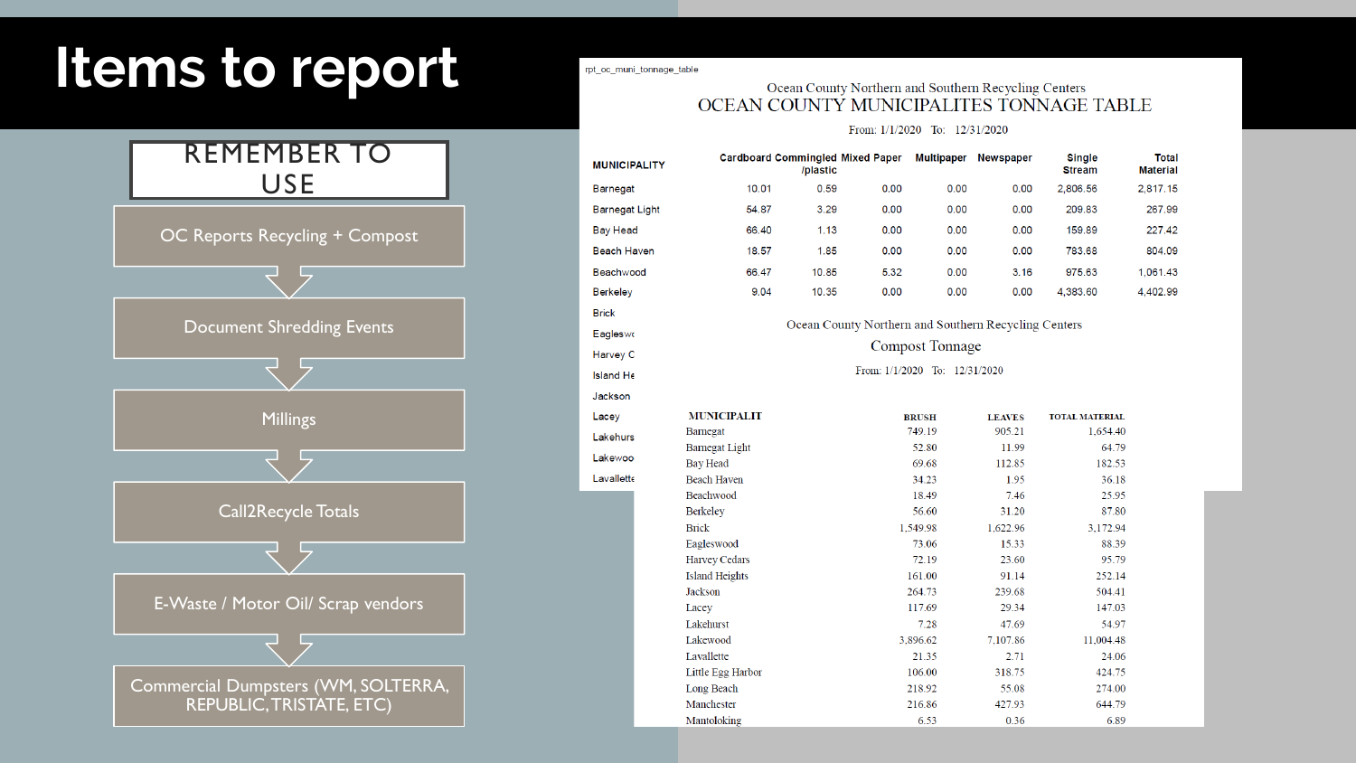# Items to report

**REMEMBER TO USE**

- OC Reports Recycling + Compost
- Document Shredding Events
- Millings
- Call2Recycle Totals
- E-Waste / Motor Oil/ Scrap vendors
- Commercial Dumpsters (WM, SOLTERRA, REPUBLIC, TRISTATE, ETC)

rpt_oc_muni_tonnage_table

Ocean County Northern and Southern Recycling Centers

OCEAN COUNTY MUNICIPALITES TONNAGE TABLE

From: 1/1/2020 To: 12/31/2020

| MUNICIPALITY | Cardboard | Commingled /plastic | Mixed Paper | Multipaper | Newspaper | Single Stream | Total Material |
|---|---|---|---|---|---|---|---|
| Barnegat | 10.01 | 0.59 | 0.00 | 0.00 | 0.00 | 2,806.56 | 2,817.15 |
| Barnegat Light | 54.87 | 3.29 | 0.00 | 0.00 | 0.00 | 209.83 | 267.99 |
| Bay Head | 66.40 | 1.13 | 0.00 | 0.00 | 0.00 | 159.89 | 227.42 |
| Beach Haven | 18.57 | 1.85 | 0.00 | 0.00 | 0.00 | 783.68 | 804.09 |
| Beachwood | 66.47 | 10.85 | 5.32 | 0.00 | 3.16 | 975.63 | 1,061.43 |
| Berkeley | 9.04 | 10.35 | 0.00 | 0.00 | 0.00 | 4,383.60 | 4,402.99 |
| Brick | | | | | | | |
| Eaglesw... | | | | | | | |
| Harvey C... | | | | | | | |
| Island He... | | | | | | | |
| Jackson | | | | | | | |
| Lacey | | | | | | | |
| Lakehurs... | | | | | | | |
| Lakewoo... | | | | | | | |
| Lavallette | | | | | | | |

Ocean County Northern and Southern Recycling Centers

Compost Tonnage

From: 1/1/2020 To: 12/31/2020

| MUNICIPALIT | BRUSH | LEAVES | TOTAL MATERIAL |
|---|---|---|---|
| Barnegat | 749.19 | 905.21 | 1,654.40 |
| Barnegat Light | 52.80 | 11.99 | 64.79 |
| Bay Head | 69.68 | 112.85 | 182.53 |
| Beach Haven | 34.23 | 1.95 | 36.18 |
| Beachwood | 18.49 | 7.46 | 25.95 |
| Berkeley | 56.60 | 31.20 | 87.80 |
| Brick | 1,549.98 | 1,622.96 | 3,172.94 |
| Eagleswood | 73.06 | 15.33 | 88.39 |
| Harvey Cedars | 72.19 | 23.60 | 95.79 |
| Island Heights | 161.00 | 91.14 | 252.14 |
| Jackson | 264.73 | 239.68 | 504.41 |
| Lacey | 117.69 | 29.34 | 147.03 |
| Lakehurst | 7.28 | 47.69 | 54.97 |
| Lakewood | 3,896.62 | 7,107.86 | 11,004.48 |
| Lavallette | 21.35 | 2.71 | 24.06 |
| Little Egg Harbor | 106.00 | 318.75 | 424.75 |
| Long Beach | 218.92 | 55.08 | 274.00 |
| Manchester | 216.86 | 427.93 | 644.79 |
| Mantoloking | 6.53 | 0.36 | 6.89 |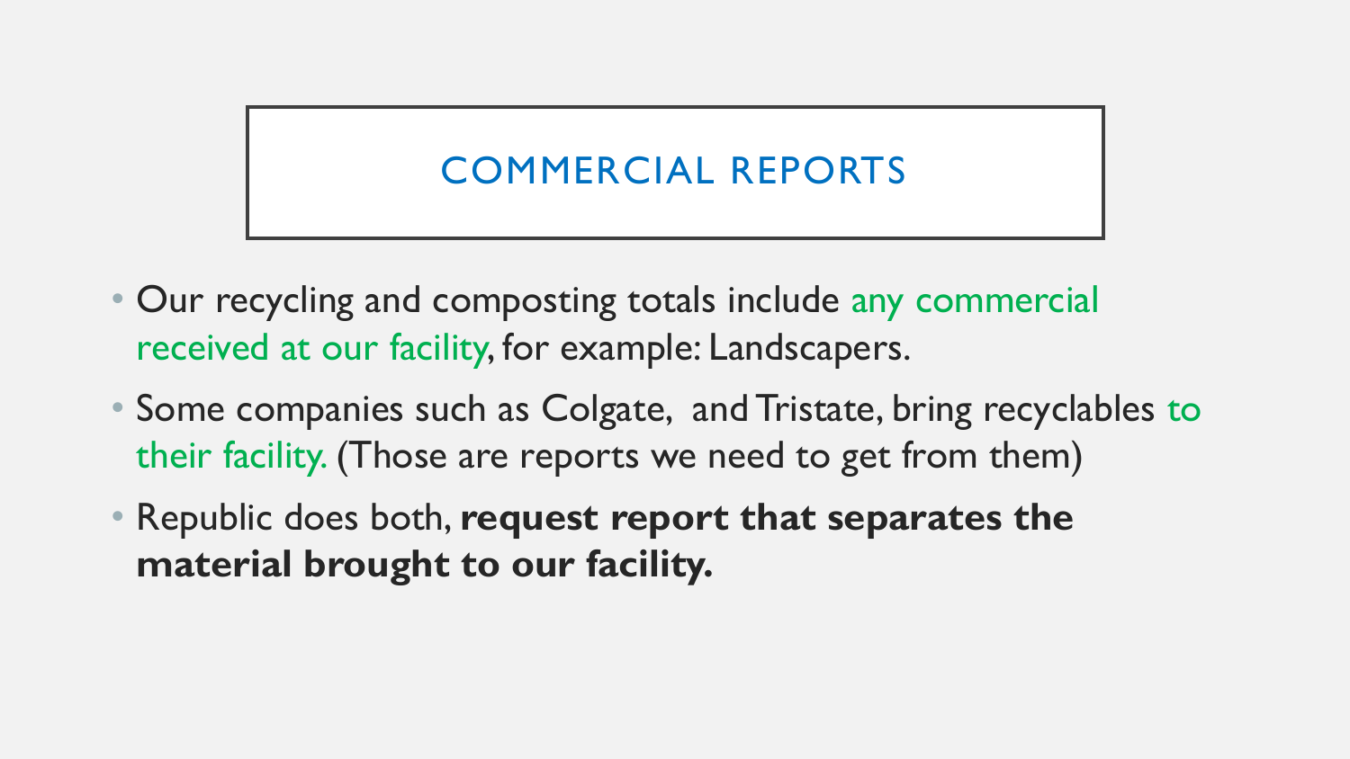# COMMERCIAL REPORTS

- Our recycling and composting totals include any commercial received at our facility, for example: Landscapers.
- Some companies such as Colgate, and Tristate, bring recyclables to their facility. (Those are reports we need to get from them)
- Republic does both, **request report that separates the material brought to our facility.**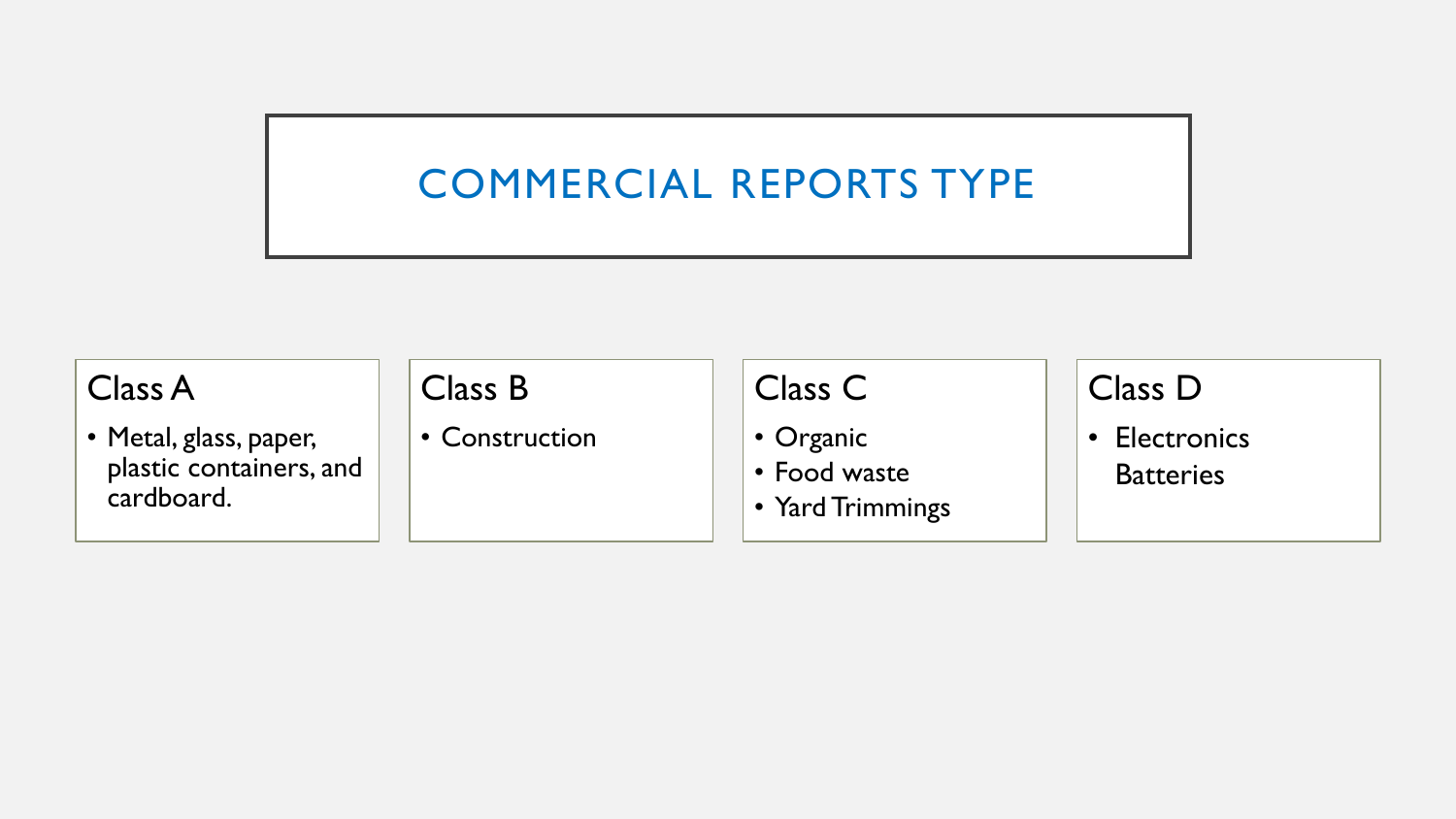# COMMERCIAL REPORTS TYPE

## Class A

- Metal, glass, paper, plastic containers, and cardboard.

## Class B

- Construction

## Class C

- Organic
- Food waste
- Yard Trimmings

## Class D

- Electronics Batteries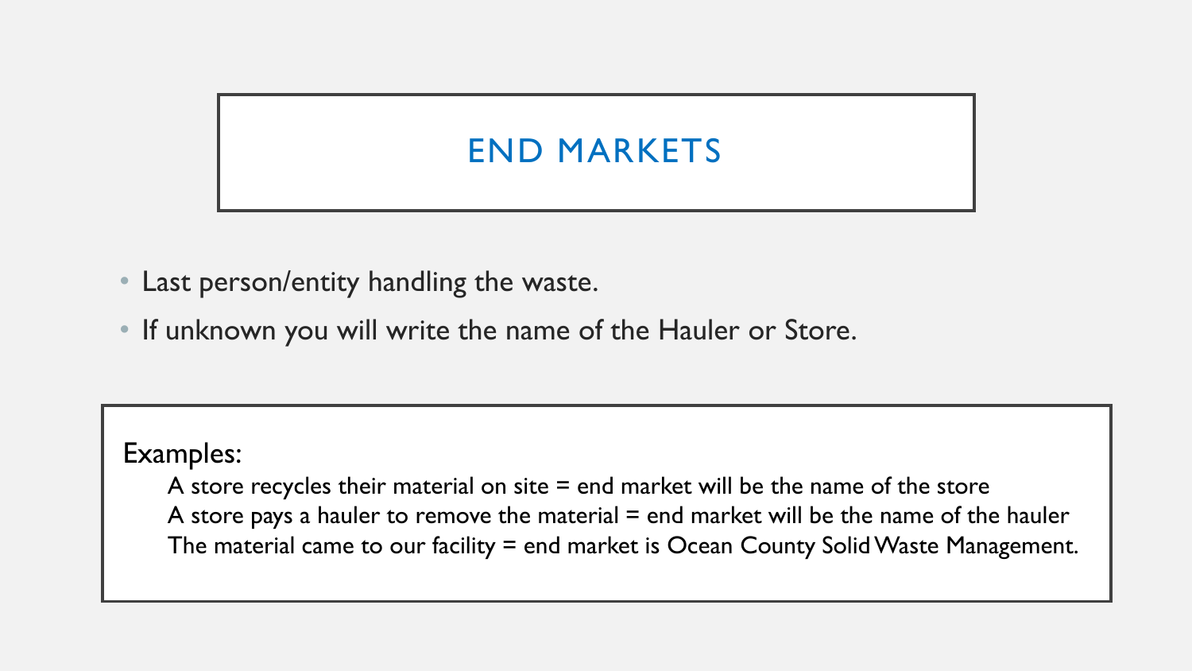# END MARKETS

- Last person/entity handling the waste.
- If unknown you will write the name of the Hauler or Store.

Examples:

A store recycles their material on site = end market will be the name of the store
A store pays a hauler to remove the material = end market will be the name of the hauler
The material came to our facility = end market is Ocean County Solid Waste Management.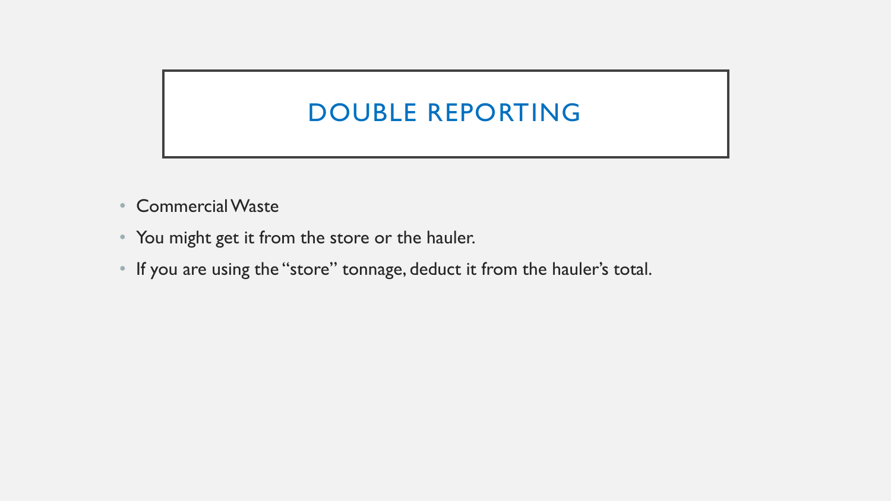# DOUBLE REPORTING

- Commercial Waste
- You might get it from the store or the hauler.
- If you are using the "store" tonnage, deduct it from the hauler's total.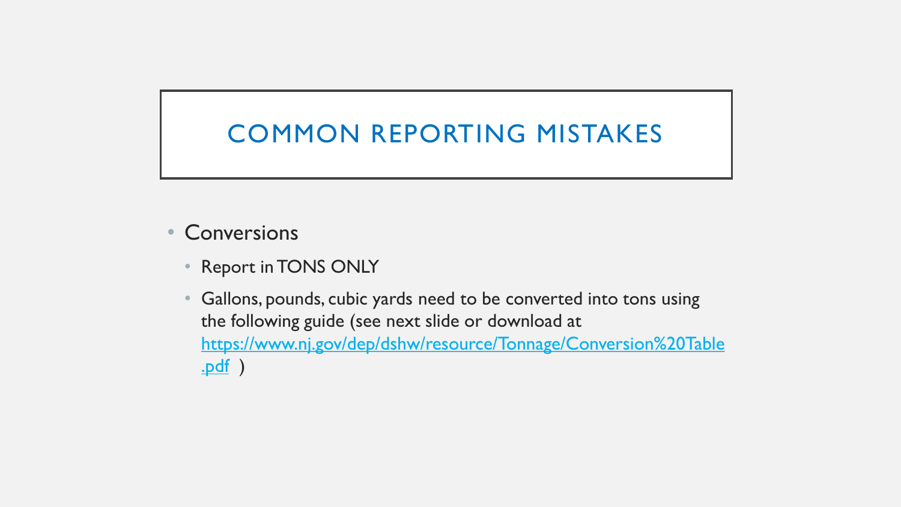# COMMON REPORTING MISTAKES

- Conversions
  - Report in TONS ONLY
  - Gallons, pounds, cubic yards need to be converted into tons using the following guide (see next slide or download at https://www.nj.gov/dep/dshw/resource/Tonnage/Conversion%20Table.pdf )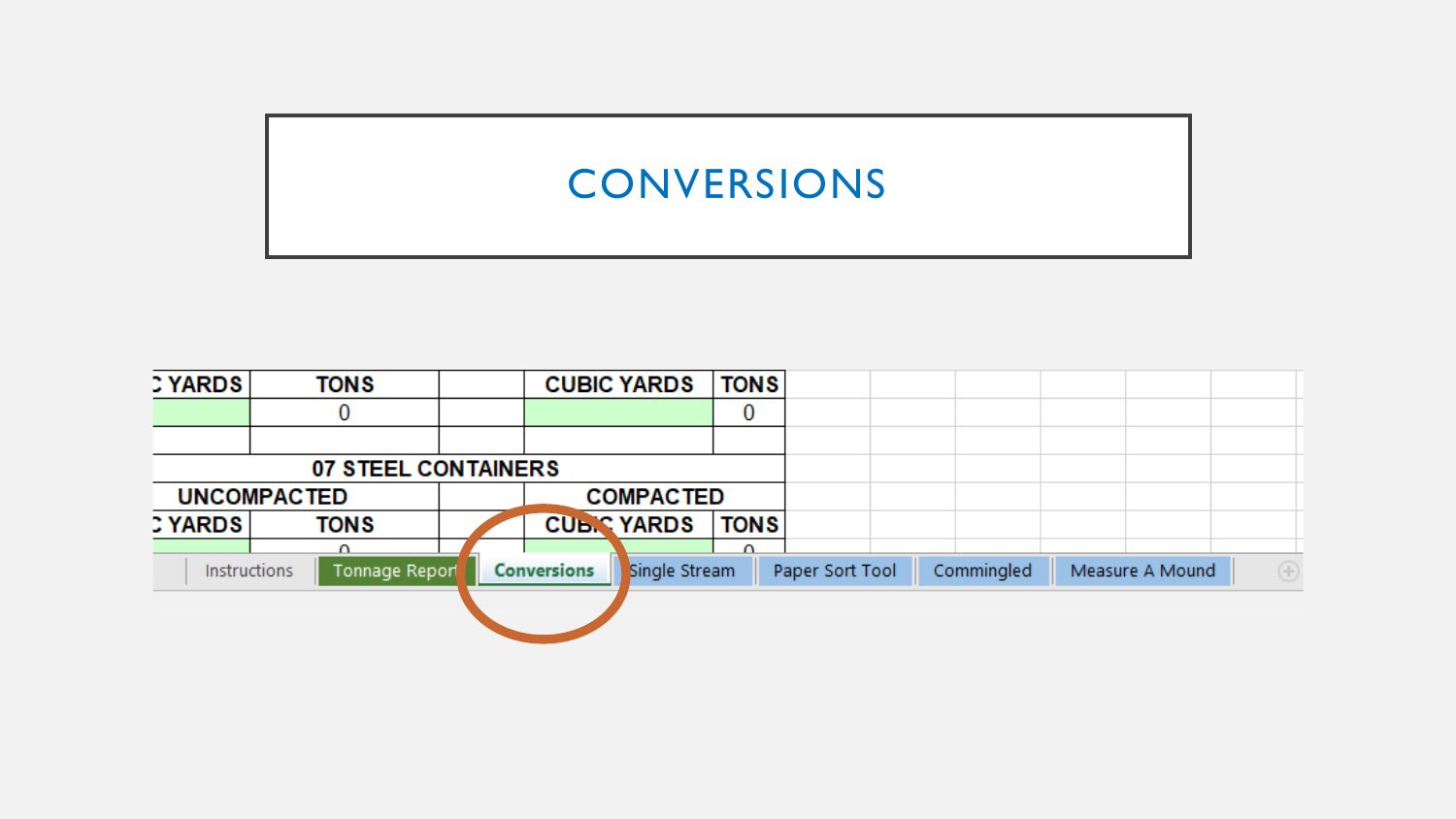# CONVERSIONS

| C YARDS | TONS | | CUBIC YARDS | TONS |
|---|---|---|---|---|
| | 0 | | | 0 |
| | | | | |
| 07 STEEL CONTAINERS | | | | |
| UNCOMPACTED | | | COMPACTED | |
| C YARDS | TONS | | CUBIC YARDS | TONS |
| | 0 | | | 0 |

Instructions | Tonnage Report | Conversions | Single Stream | Paper Sort Tool | Commingled | Measure A Mound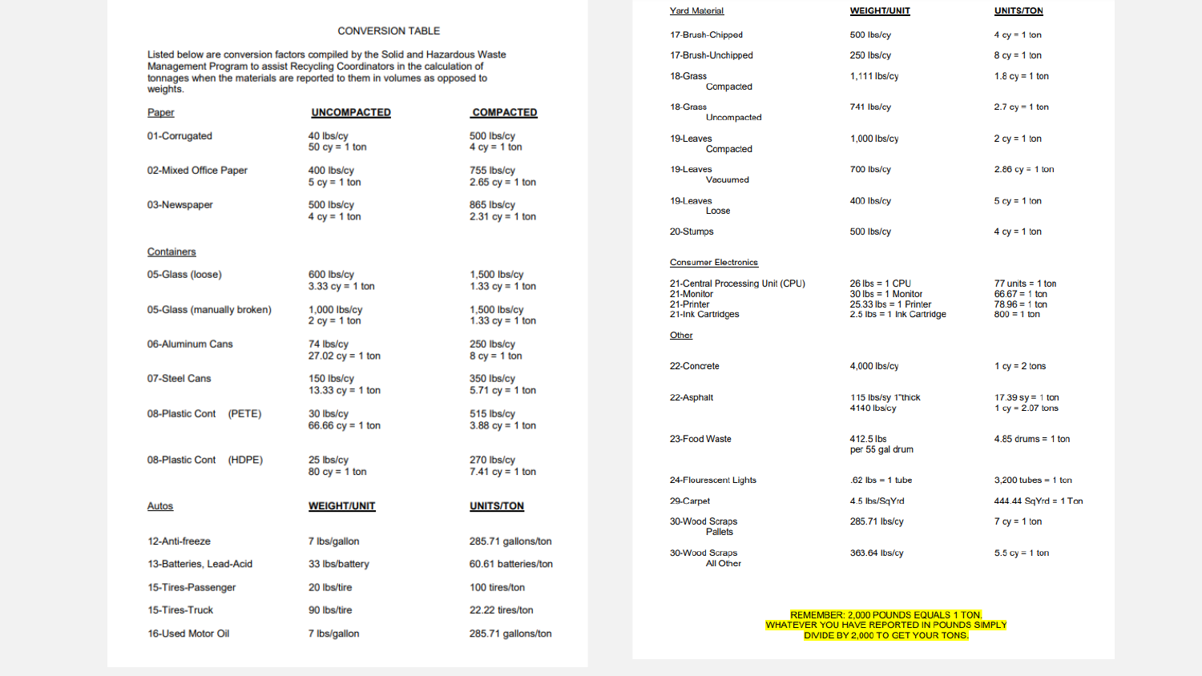CONVERSION TABLE

Listed below are conversion factors compiled by the Solid and Hazardous Waste Management Program to assist Recycling Coordinators in the calculation of tonnages when the materials are reported to them in volumes as opposed to weights.

| Paper | UNCOMPACTED | COMPACTED |
|---|---|---|
| 01-Corrugated | 40 lbs/cy<br>50 cy = 1 ton | 500 lbs/cy<br>4 cy = 1 ton |
| 02-Mixed Office Paper | 400 lbs/cy<br>5 cy = 1 ton | 755 lbs/cy<br>2.65 cy = 1 ton |
| 03-Newspaper | 500 lbs/cy<br>4 cy = 1 ton | 865 lbs/cy<br>2.31 cy = 1 ton |
| **Containers** | | |
| 05-Glass (loose) | 600 lbs/cy<br>3.33 cy = 1 ton | 1,500 lbs/cy<br>1.33 cy = 1 ton |
| 05-Glass (manually broken) | 1,000 lbs/cy<br>2 cy = 1 ton | 1,500 lbs/cy<br>1.33 cy = 1 ton |
| 06-Aluminum Cans | 74 lbs/cy<br>27.02 cy = 1 ton | 250 lbs/cy<br>8 cy = 1 ton |
| 07-Steel Cans | 150 lbs/cy<br>13.33 cy = 1 ton | 350 lbs/cy<br>5.71 cy = 1 ton |
| 08-Plastic Cont (PETE) | 30 lbs/cy<br>66.66 cy = 1 ton | 515 lbs/cy<br>3.88 cy = 1 ton |
| 08-Plastic Cont (HDPE) | 25 lbs/cy<br>80 cy = 1 ton | 270 lbs/cy<br>7.41 cy = 1 ton |

| Autos | WEIGHT/UNIT | UNITS/TON |
|---|---|---|
| 12-Anti-freeze | 7 lbs/gallon | 285.71 gallons/ton |
| 13-Batteries, Lead-Acid | 33 lbs/battery | 60.61 batteries/ton |
| 15-Tires-Passenger | 20 lbs/tire | 100 tires/ton |
| 15-Tires-Truck | 90 lbs/tire | 22.22 tires/ton |
| 16-Used Motor Oil | 7 lbs/gallon | 285.71 gallons/ton |

| Yard Material | WEIGHT/UNIT | UNITS/TON |
|---|---|---|
| 17-Brush-Chipped | 500 lbs/cy | 4 cy = 1 ton |
| 17-Brush-Unchipped | 250 lbs/cy | 8 cy = 1 ton |
| 18-Grass Compacted | 1,111 lbs/cy | 1.8 cy = 1 ton |
| 18-Grass Uncompacted | 741 lbs/cy | 2.7 cy = 1 ton |
| 19-Leaves Compacted | 1,000 lbs/cy | 2 cy = 1 ton |
| 19-Leaves Vacuumed | 700 lbs/cy | 2.86 cy = 1 ton |
| 19-Leaves Loose | 400 lbs/cy | 5 cy = 1 ton |
| 20-Stumps | 500 lbs/cy | 4 cy = 1 ton |
| **Consumer Electronics** | | |
| 21-Central Processing Unit (CPU) | 26 lbs = 1 CPU | 77 units = 1 ton |
| 21-Monitor | 30 lbs = 1 Monitor | 66.67 = 1 ton |
| 21-Printer | 25.33 lbs = 1 Printer | 78.96 = 1 ton |
| 21-Ink Cartridges | 2.5 lbs = 1 Ink Cartridge | 800 = 1 ton |
| **Other** | | |
| 22-Concrete | 4,000 lbs/cy | 1 cy = 2 tons |
| 22-Asphalt | 115 lbs/sy 1"thick<br>4140 lbs/cy | 17.39 sy = 1 ton<br>1 cy = 2.07 tons |
| 23-Food Waste | 412.5 lbs per 55 gal drum | 4.85 drums = 1 ton |
| 24-Flourescent Lights | .62 lbs = 1 tube | 3,200 tubes = 1 ton |
| 29-Carpet | 4.5 lbs/SqYrd | 444.44 SqYrd = 1 Ton |
| 30-Wood Scraps Pallets | 285.71 lbs/cy | 7 cy = 1 ton |
| 30-Wood Scraps All Other | 363.64 lbs/cy | 5.5 cy = 1 ton |

REMEMBER: 2,000 POUNDS EQUALS 1 TON.
WHATEVER YOU HAVE REPORTED IN POUNDS SIMPLY DIVIDE BY 2,000 TO GET YOUR TONS.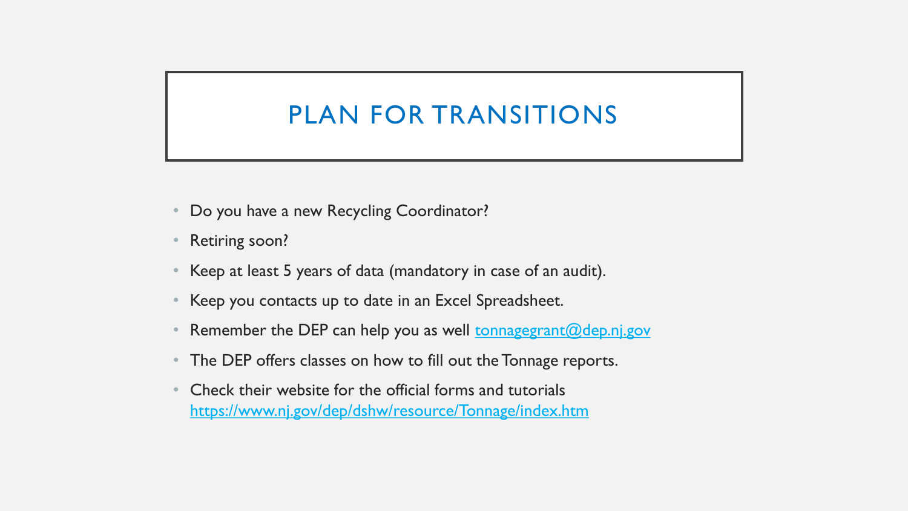# PLAN FOR TRANSITIONS

- Do you have a new Recycling Coordinator?
- Retiring soon?
- Keep at least 5 years of data (mandatory in case of an audit).
- Keep you contacts up to date in an Excel Spreadsheet.
- Remember the DEP can help you as well [tonnagegrant@dep.nj.gov](mailto:tonnagegrant@dep.nj.gov)
- The DEP offers classes on how to fill out the Tonnage reports.
- Check their website for the official forms and tutorials [https://www.nj.gov/dep/dshw/resource/Tonnage/index.htm](https://www.nj.gov/dep/dshw/resource/Tonnage/index.htm)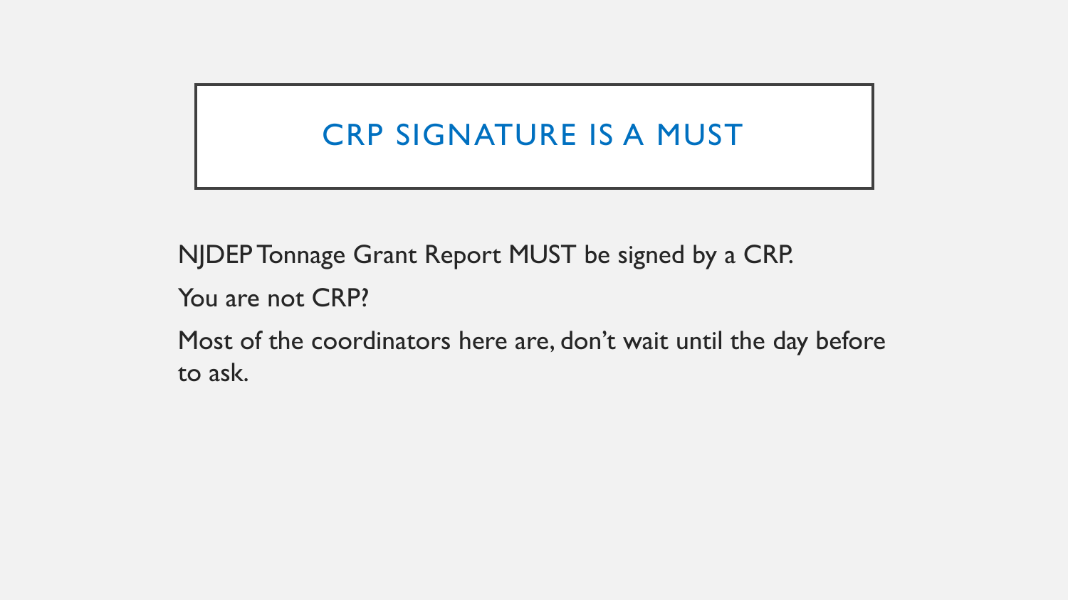# CRP SIGNATURE IS A MUST

NJDEP Tonnage Grant Report MUST be signed by a CRP.

You are not CRP?

Most of the coordinators here are, don't wait until the day before to ask.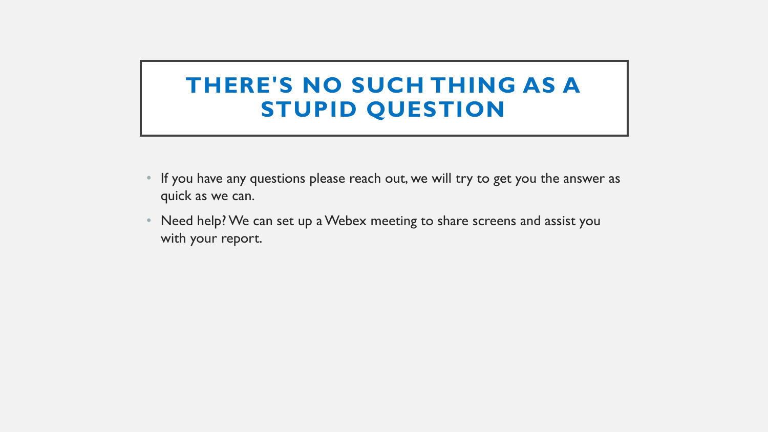# THERE'S NO SUCH THING AS A STUPID QUESTION

- If you have any questions please reach out, we will try to get you the answer as quick as we can.
- Need help? We can set up a Webex meeting to share screens and assist you with your report.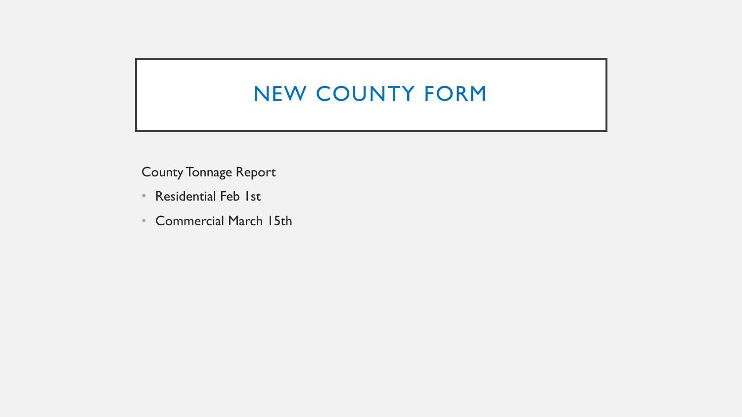# NEW COUNTY FORM

County Tonnage Report

- Residential Feb 1st
- Commercial March 15th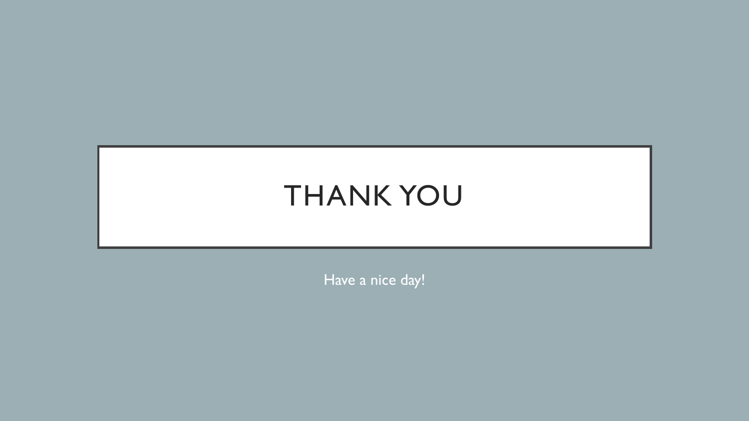# THANK YOU

Have a nice day!